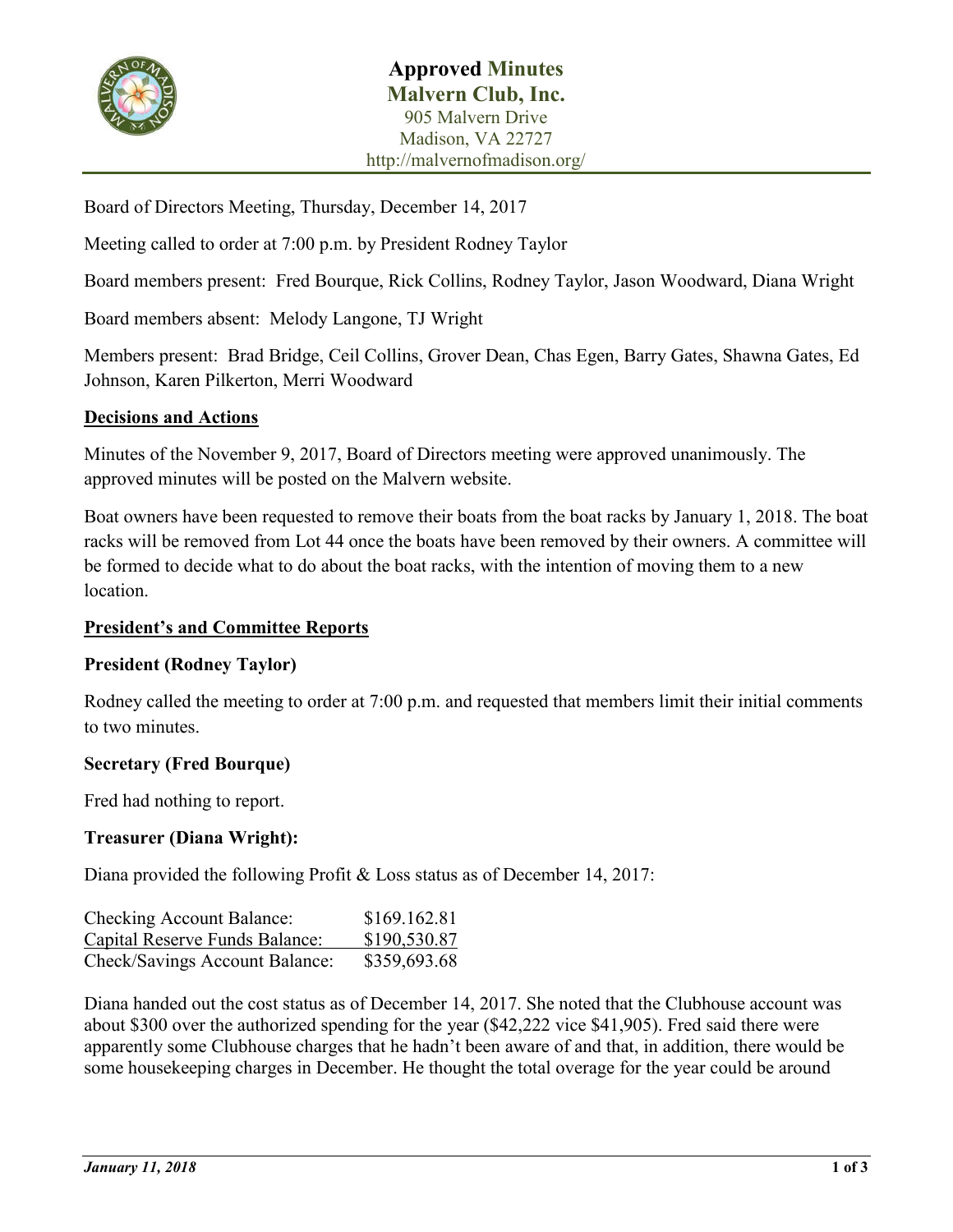# Approved Minutes
## Malvern Club, Inc.

905 Malvern Drive
Madison, VA 22727
http://malvernofmadison.org/

Board of Directors Meeting, Thursday, December 14, 2017

Meeting called to order at 7:00 p.m. by President Rodney Taylor

Board members present: Fred Bourque, Rick Collins, Rodney Taylor, Jason Woodward, Diana Wright

Board members absent: Melody Langone, TJ Wright

Members present: Brad Bridge, Ceil Collins, Grover Dean, Chas Egen, Barry Gates, Shawna Gates, Ed Johnson, Karen Pilkerton, Merri Woodward

### Decisions and Actions

Minutes of the November 9, 2017, Board of Directors meeting were approved unanimously. The approved minutes will be posted on the Malvern website.

Boat owners have been requested to remove their boats from the boat racks by January 1, 2018. The boat racks will be removed from Lot 44 once the boats have been removed by their owners. A committee will be formed to decide what to do about the boat racks, with the intention of moving them to a new location.

### President's and Committee Reports

**President (Rodney Taylor)**

Rodney called the meeting to order at 7:00 p.m. and requested that members limit their initial comments to two minutes.

**Secretary (Fred Bourque)**

Fred had nothing to report.

**Treasurer (Diana Wright):**

Diana provided the following Profit & Loss status as of December 14, 2017:

| | |
|---|---|
| Checking Account Balance: | $169.162.81 |
| Capital Reserve Funds Balance: | $190,530.87 |
| Check/Savings Account Balance: | $359,693.68 |

Diana handed out the cost status as of December 14, 2017. She noted that the Clubhouse account was about $300 over the authorized spending for the year ($42,222 vice $41,905). Fred said there were apparently some Clubhouse charges that he hadn't been aware of and that, in addition, there would be some housekeeping charges in December. He thought the total overage for the year could be around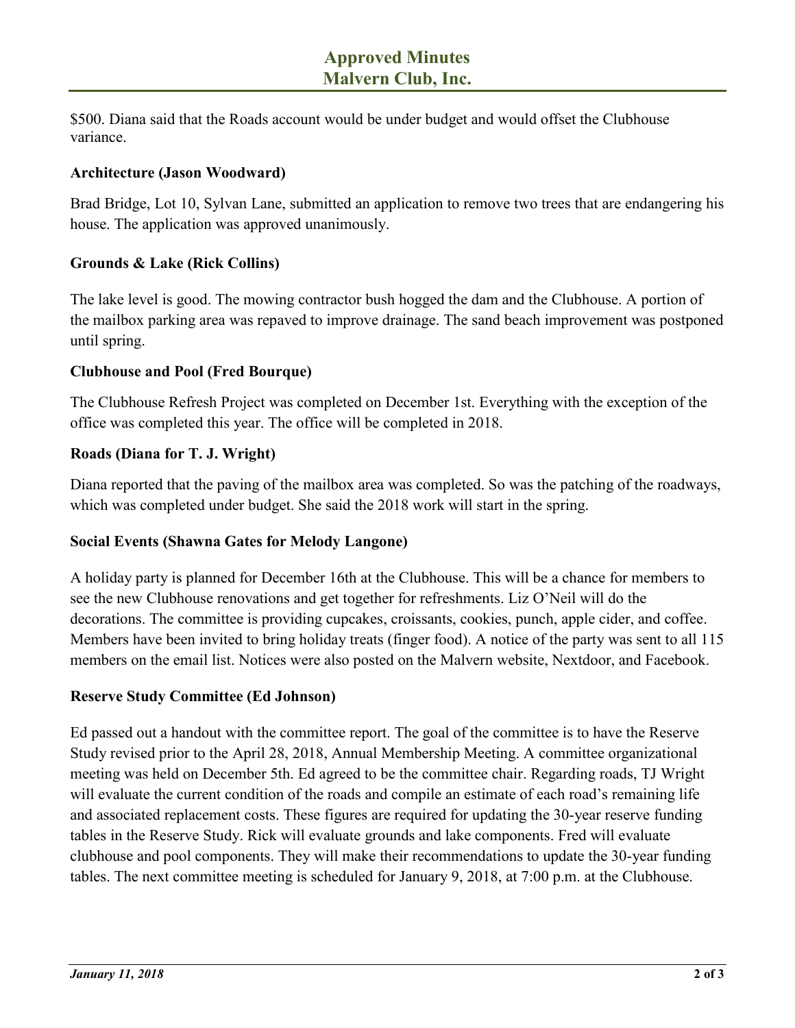$500. Diana said that the Roads account would be under budget and would offset the Clubhouse variance.

**Architecture (Jason Woodward)**

Brad Bridge, Lot 10, Sylvan Lane, submitted an application to remove two trees that are endangering his house. The application was approved unanimously.

**Grounds & Lake (Rick Collins)**

The lake level is good. The mowing contractor bush hogged the dam and the Clubhouse. A portion of the mailbox parking area was repaved to improve drainage. The sand beach improvement was postponed until spring.

**Clubhouse and Pool (Fred Bourque)**

The Clubhouse Refresh Project was completed on December 1st. Everything with the exception of the office was completed this year. The office will be completed in 2018.

**Roads (Diana for T. J. Wright)**

Diana reported that the paving of the mailbox area was completed. So was the patching of the roadways, which was completed under budget. She said the 2018 work will start in the spring.

**Social Events (Shawna Gates for Melody Langone)**

A holiday party is planned for December 16th at the Clubhouse. This will be a chance for members to see the new Clubhouse renovations and get together for refreshments. Liz O'Neil will do the decorations. The committee is providing cupcakes, croissants, cookies, punch, apple cider, and coffee. Members have been invited to bring holiday treats (finger food). A notice of the party was sent to all 115 members on the email list. Notices were also posted on the Malvern website, Nextdoor, and Facebook.

**Reserve Study Committee (Ed Johnson)**

Ed passed out a handout with the committee report. The goal of the committee is to have the Reserve Study revised prior to the April 28, 2018, Annual Membership Meeting. A committee organizational meeting was held on December 5th. Ed agreed to be the committee chair. Regarding roads, TJ Wright will evaluate the current condition of the roads and compile an estimate of each road's remaining life and associated replacement costs. These figures are required for updating the 30-year reserve funding tables in the Reserve Study. Rick will evaluate grounds and lake components. Fred will evaluate clubhouse and pool components. They will make their recommendations to update the 30-year funding tables. The next committee meeting is scheduled for January 9, 2018, at 7:00 p.m. at the Clubhouse.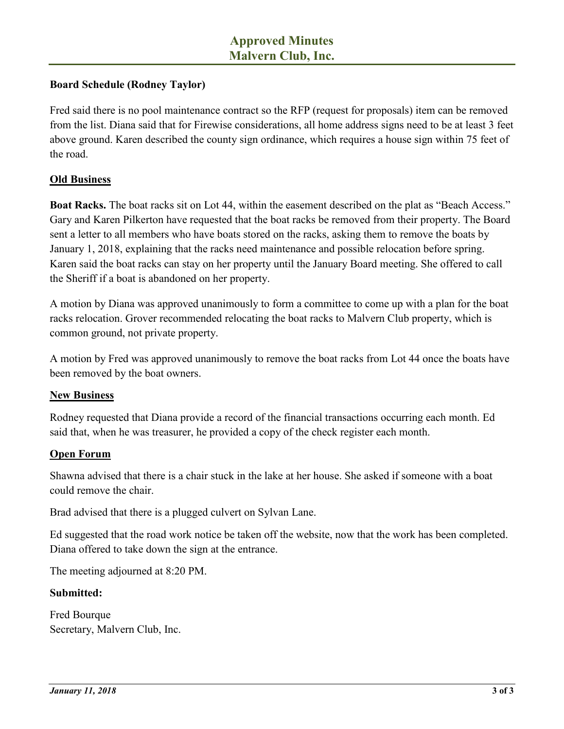**Board Schedule (Rodney Taylor)**

Fred said there is no pool maintenance contract so the RFP (request for proposals) item can be removed from the list. Diana said that for Firewise considerations, all home address signs need to be at least 3 feet above ground. Karen described the county sign ordinance, which requires a house sign within 75 feet of the road.

## Old Business

**Boat Racks.** The boat racks sit on Lot 44, within the easement described on the plat as "Beach Access." Gary and Karen Pilkerton have requested that the boat racks be removed from their property. The Board sent a letter to all members who have boats stored on the racks, asking them to remove the boats by January 1, 2018, explaining that the racks need maintenance and possible relocation before spring. Karen said the boat racks can stay on her property until the January Board meeting. She offered to call the Sheriff if a boat is abandoned on her property.

A motion by Diana was approved unanimously to form a committee to come up with a plan for the boat racks relocation. Grover recommended relocating the boat racks to Malvern Club property, which is common ground, not private property.

A motion by Fred was approved unanimously to remove the boat racks from Lot 44 once the boats have been removed by the boat owners.

## New Business

Rodney requested that Diana provide a record of the financial transactions occurring each month. Ed said that, when he was treasurer, he provided a copy of the check register each month.

## Open Forum

Shawna advised that there is a chair stuck in the lake at her house. She asked if someone with a boat could remove the chair.

Brad advised that there is a plugged culvert on Sylvan Lane.

Ed suggested that the road work notice be taken off the website, now that the work has been completed. Diana offered to take down the sign at the entrance.

The meeting adjourned at 8:20 PM.

**Submitted:**

Fred Bourque
Secretary, Malvern Club, Inc.